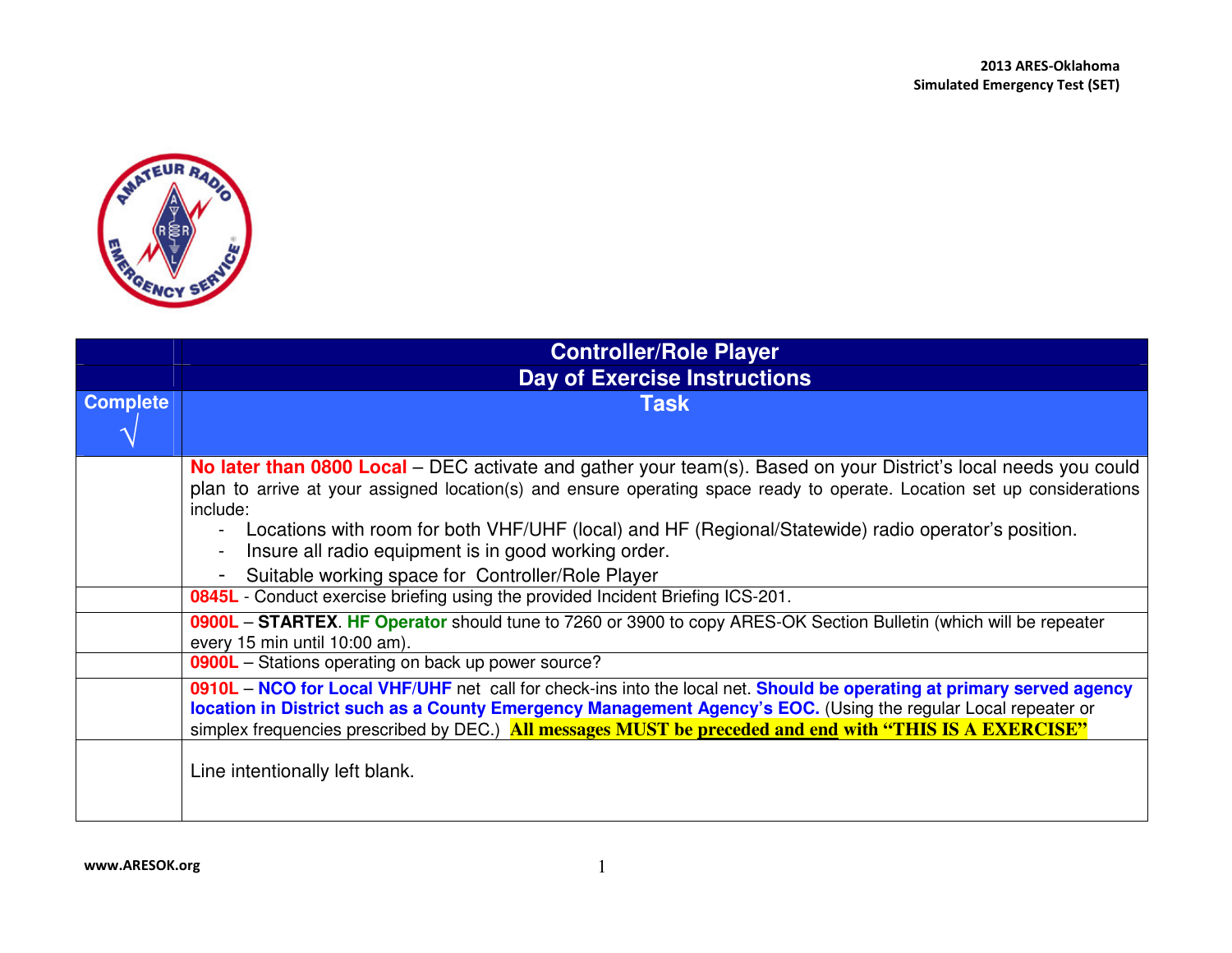| Complete √ | Controller/Role Player<br>Day of Exercise Instructions<br>Task |
|---|---|
| | **No later than 0800 Local** – DEC activate and gather your team(s). Based on your District's local needs you could plan to arrive at your assigned location(s) and ensure operating space ready to operate. Location set up considerations include:<br>- Locations with room for both VHF/UHF (local) and HF (Regional/Statewide) radio operator's position.<br>- Insure all radio equipment is in good working order.<br>- Suitable working space for Controller/Role Player |
| | **0845L** - Conduct exercise briefing using the provided Incident Briefing ICS-201. |
| | **0900L** – **STARTEX**. **HF Operator** should tune to 7260 or 3900 to copy ARES-OK Section Bulletin (which will be repeater every 15 min until 10:00 am). |
| | **0900L** – Stations operating on back up power source? |
| | **0910L** – **NCO for Local VHF/UHF** net call for check-ins into the local net. **Should be operating at primary served agency location in District such as a County Emergency Management Agency's EOC.** (Using the regular Local repeater or simplex frequencies prescribed by DEC.) **All messages MUST be preceded and end with "THIS IS A EXERCISE"** |
| | Line intentionally left blank. |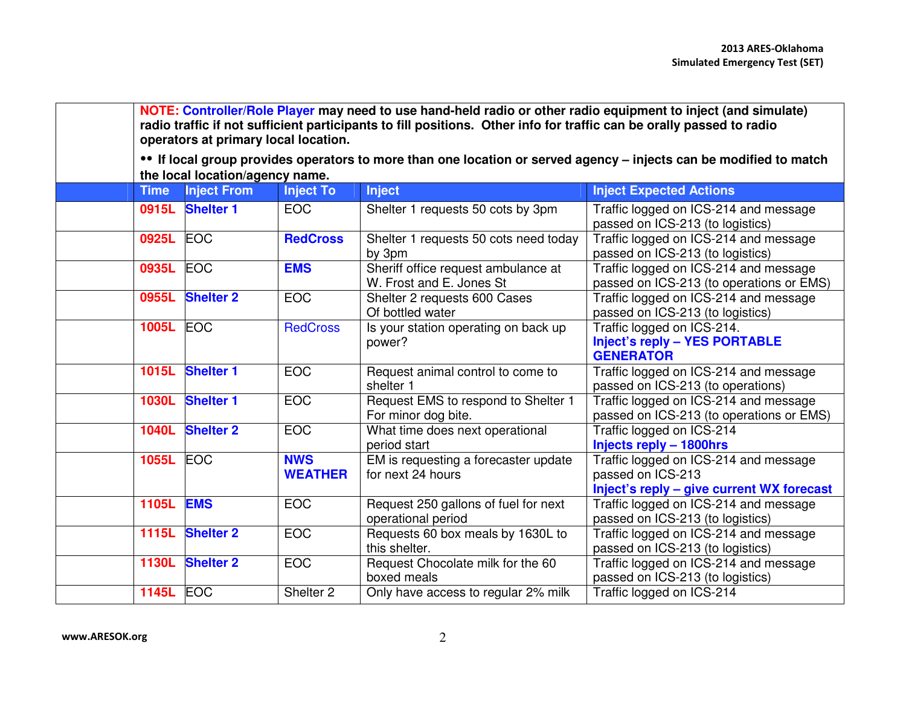**NOTE: Controller/Role Player may need to use hand-held radio or other radio equipment to inject (and simulate) radio traffic if not sufficient participants to fill positions. Other info for traffic can be orally passed to radio operators at primary local location.**

**•• If local group provides operators to more than one location or served agency – injects can be modified to match the local location/agency name.**

| Time | Inject From | Inject To | Inject | Inject Expected Actions |
|---|---|---|---|---|
| **0915L** | **Shelter 1** | EOC | Shelter 1 requests 50 cots by 3pm | Traffic logged on ICS-214 and message passed on ICS-213 (to logistics) |
| **0925L** | EOC | **RedCross** | Shelter 1 requests 50 cots need today by 3pm | Traffic logged on ICS-214 and message passed on ICS-213 (to logistics) |
| **0935L** | EOC | **EMS** | Sheriff office request ambulance at W. Frost and E. Jones St | Traffic logged on ICS-214 and message passed on ICS-213 (to operations or EMS) |
| **0955L** | **Shelter 2** | EOC | Shelter 2 requests 600 Cases Of bottled water | Traffic logged on ICS-214 and message passed on ICS-213 (to logistics) |
| **1005L** | EOC | RedCross | Is your station operating on back up power? | Traffic logged on ICS-214. **Inject's reply – YES PORTABLE GENERATOR** |
| **1015L** | **Shelter 1** | EOC | Request animal control to come to shelter 1 | Traffic logged on ICS-214 and message passed on ICS-213 (to operations) |
| **1030L** | **Shelter 1** | EOC | Request EMS to respond to Shelter 1 For minor dog bite. | Traffic logged on ICS-214 and message passed on ICS-213 (to operations or EMS) |
| **1040L** | **Shelter 2** | EOC | What time does next operational period start | Traffic logged on ICS-214 **Injects reply – 1800hrs** |
| **1055L** | EOC | **NWS WEATHER** | EM is requesting a forecaster update for next 24 hours | Traffic logged on ICS-214 and message passed on ICS-213 **Inject's reply – give current WX forecast** |
| **1105L** | **EMS** | EOC | Request 250 gallons of fuel for next operational period | Traffic logged on ICS-214 and message passed on ICS-213 (to logistics) |
| **1115L** | **Shelter 2** | EOC | Requests 60 box meals by 1630L to this shelter. | Traffic logged on ICS-214 and message passed on ICS-213 (to logistics) |
| **1130L** | **Shelter 2** | EOC | Request Chocolate milk for the 60 boxed meals | Traffic logged on ICS-214 and message passed on ICS-213 (to logistics) |
| **1145L** | EOC | Shelter 2 | Only have access to regular 2% milk | Traffic logged on ICS-214 |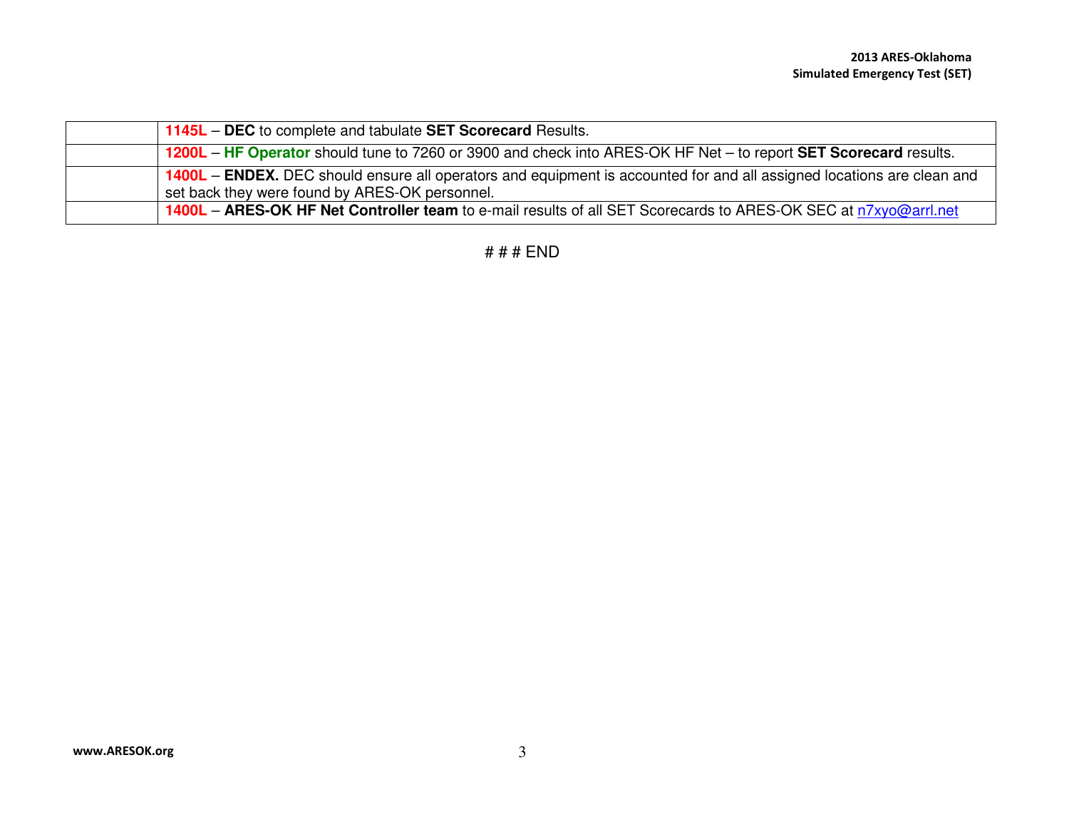| | |
|---|---|
| | **1145L** – **DEC** to complete and tabulate **SET Scorecard** Results. |
| | **1200L** – **HF Operator** should tune to 7260 or 3900 and check into ARES-OK HF Net – to report **SET Scorecard** results. |
| | **1400L** – **ENDEX.** DEC should ensure all operators and equipment is accounted for and all assigned locations are clean and set back they were found by ARES-OK personnel. |
| | **1400L** – **ARES-OK HF Net Controller team** to e-mail results of all SET Scorecards to ARES-OK SEC at n7xyo@arrl.net |

# # # END